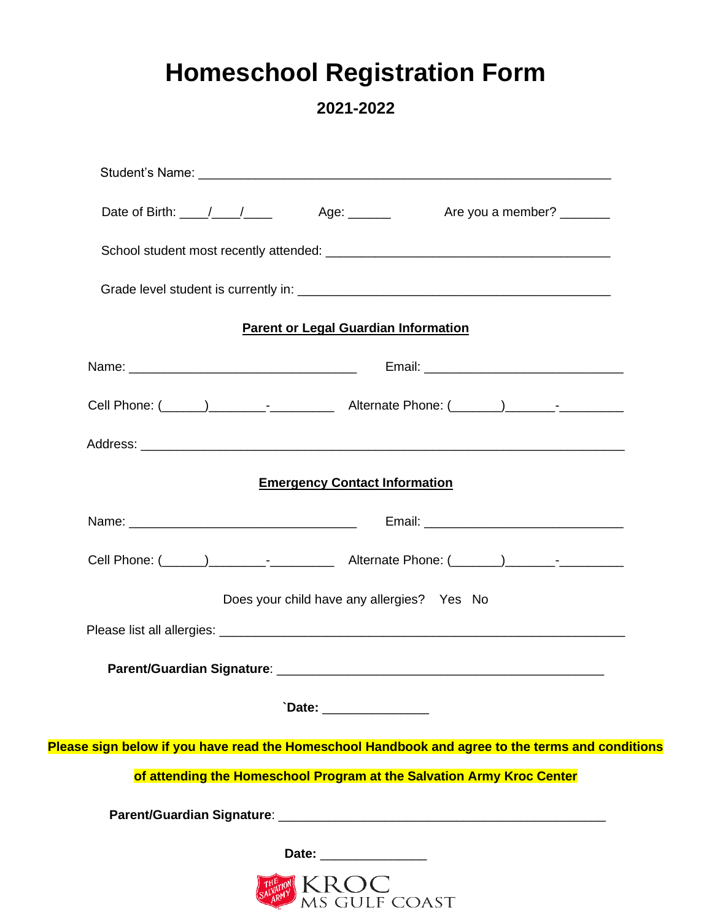# Homeschool Registration Form

## 2021-2022

Student's Name: ___________________________________________________________

Date of Birth: ____/____/____    Age: ______    Are you a member? _______

School student most recently attended: ________________________________________

Grade level student is currently in: ____________________________________________

**Parent or Legal Guardian Information**

Name: ________________________________    Email: ____________________________

Cell Phone: (______)________-_________    Alternate Phone: (_______)_______-_________

Address: ______________________________________________________________________

**Emergency Contact Information**

Name: ________________________________    Email: ____________________________

Cell Phone: (______)________-_________    Alternate Phone: (_______)_______-_________

Does your child have any allergies?    Yes    No

Please list all allergies: __________________________________________________________

**Parent/Guardian Signature**: _______________________________________________

**`Date:** _______________

**Please sign below if you have read the Homeschool Handbook and agree to the terms and conditions of attending the Homeschool Program at the Salvation Army Kroc Center**

**Parent/Guardian Signature**: _______________________________________________

**Date:** _______________

The Salvation Army KROC MS GULF COAST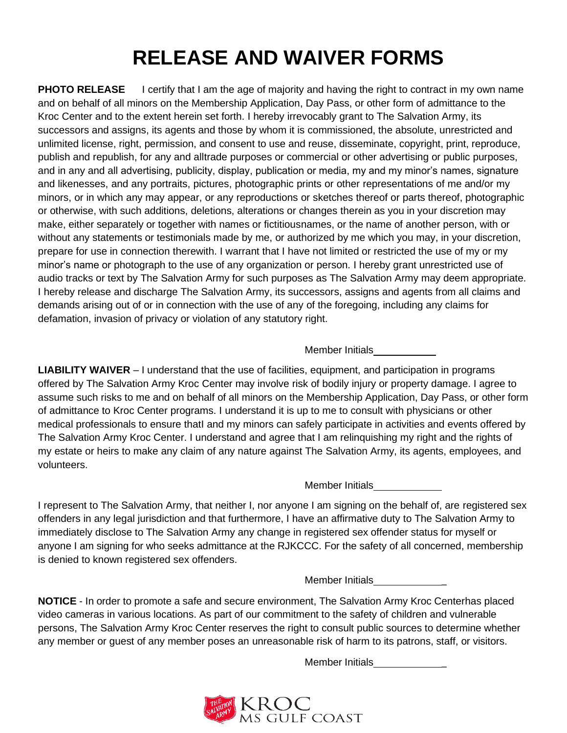# RELEASE AND WAIVER FORMS

**PHOTO RELEASE** I certify that I am the age of majority and having the right to contract in my own name and on behalf of all minors on the Membership Application, Day Pass, or other form of admittance to the Kroc Center and to the extent herein set forth. I hereby irrevocably grant to The Salvation Army, its successors and assigns, its agents and those by whom it is commissioned, the absolute, unrestricted and unlimited license, right, permission, and consent to use and reuse, disseminate, copyright, print, reproduce, publish and republish, for any and alltrade purposes or commercial or other advertising or public purposes, and in any and all advertising, publicity, display, publication or media, my and my minor's names, signature and likenesses, and any portraits, pictures, photographic prints or other representations of me and/or my minors, or in which any may appear, or any reproductions or sketches thereof or parts thereof, photographic or otherwise, with such additions, deletions, alterations or changes therein as you in your discretion may make, either separately or together with names or fictitiousnames, or the name of another person, with or without any statements or testimonials made by me, or authorized by me which you may, in your discretion, prepare for use in connection therewith. I warrant that I have not limited or restricted the use of my or my minor's name or photograph to the use of any organization or person. I hereby grant unrestricted use of audio tracks or text by The Salvation Army for such purposes as The Salvation Army may deem appropriate. I hereby release and discharge The Salvation Army, its successors, assigns and agents from all claims and demands arising out of or in connection with the use of any of the foregoing, including any claims for defamation, invasion of privacy or violation of any statutory right.

Member Initials__________

**LIABILITY WAIVER** – I understand that the use of facilities, equipment, and participation in programs offered by The Salvation Army Kroc Center may involve risk of bodily injury or property damage. I agree to assume such risks to me and on behalf of all minors on the Membership Application, Day Pass, or other form of admittance to Kroc Center programs. I understand it is up to me to consult with physicians or other medical professionals to ensure thatI and my minors can safely participate in activities and events offered by The Salvation Army Kroc Center. I understand and agree that I am relinquishing my right and the rights of my estate or heirs to make any claim of any nature against The Salvation Army, its agents, employees, and volunteers.

Member Initials__________

I represent to The Salvation Army, that neither I, nor anyone I am signing on the behalf of, are registered sex offenders in any legal jurisdiction and that furthermore, I have an affirmative duty to The Salvation Army to immediately disclose to The Salvation Army any change in registered sex offender status for myself or anyone I am signing for who seeks admittance at the RJKCCC. For the safety of all concerned, membership is denied to known registered sex offenders.

Member Initials__________

**NOTICE** - In order to promote a safe and secure environment, The Salvation Army Kroc Centerhas placed video cameras in various locations. As part of our commitment to the safety of children and vulnerable persons, The Salvation Army Kroc Center reserves the right to consult public sources to determine whether any member or guest of any member poses an unreasonable risk of harm to its patrons, staff, or visitors.

Member Initials__________

KROC MS GULF COAST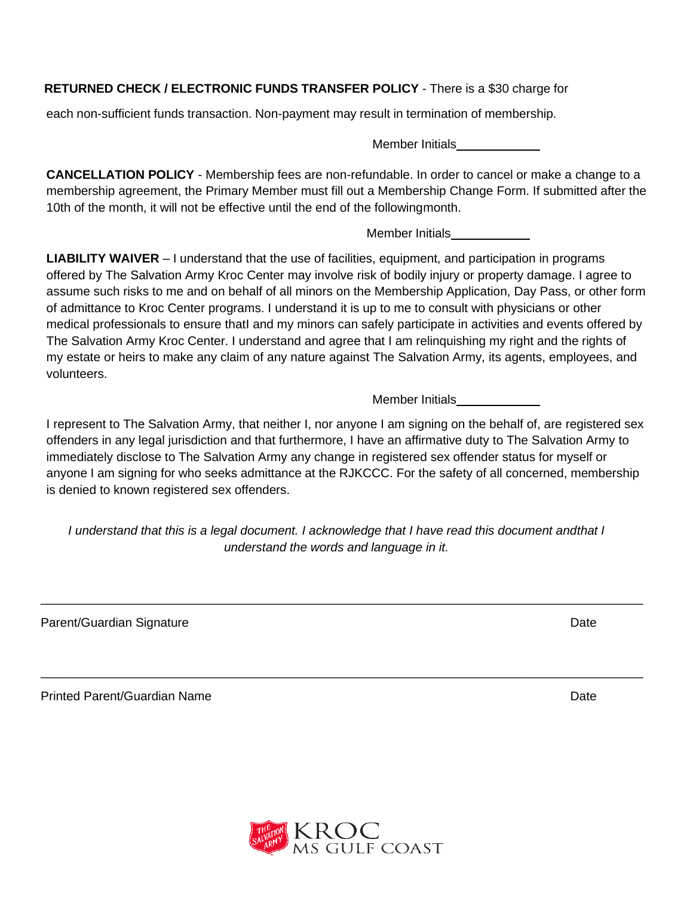**RETURNED CHECK / ELECTRONIC FUNDS TRANSFER POLICY** - There is a $30 charge for each non-sufficient funds transaction. Non-payment may result in termination of membership.

Member Initials____________

**CANCELLATION POLICY** - Membership fees are non-refundable. In order to cancel or make a change to a membership agreement, the Primary Member must fill out a Membership Change Form. If submitted after the 10th of the month, it will not be effective until the end of the followingmonth.

Member Initials____________

**LIABILITY WAIVER** – I understand that the use of facilities, equipment, and participation in programs offered by The Salvation Army Kroc Center may involve risk of bodily injury or property damage. I agree to assume such risks to me and on behalf of all minors on the Membership Application, Day Pass, or other form of admittance to Kroc Center programs. I understand it is up to me to consult with physicians or other medical professionals to ensure thatI and my minors can safely participate in activities and events offered by The Salvation Army Kroc Center. I understand and agree that I am relinquishing my right and the rights of my estate or heirs to make any claim of any nature against The Salvation Army, its agents, employees, and volunteers.

Member Initials____________

I represent to The Salvation Army, that neither I, nor anyone I am signing on the behalf of, are registered sex offenders in any legal jurisdiction and that furthermore, I have an affirmative duty to The Salvation Army to immediately disclose to The Salvation Army any change in registered sex offender status for myself or anyone I am signing for who seeks admittance at the RJKCCC. For the safety of all concerned, membership is denied to known registered sex offenders.

*I understand that this is a legal document. I acknowledge that I have read this document andthat I understand the words and language in it.*

_______________________________________________________________________________

Parent/Guardian Signature                                                                                    Date

_______________________________________________________________________________

Printed Parent/Guardian Name                                                                                    Date

KROC MS GULF COAST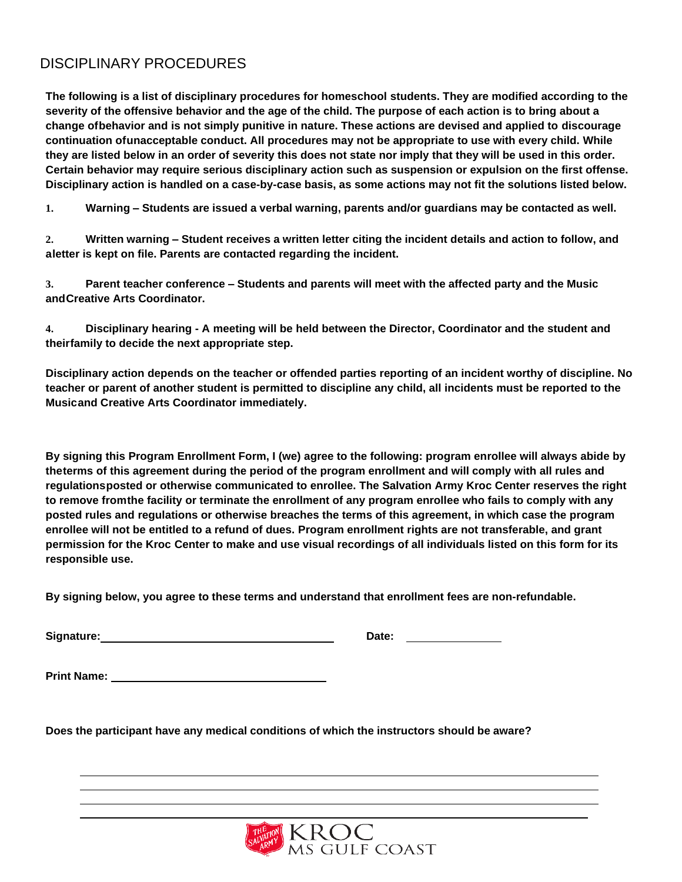## DISCIPLINARY PROCEDURES

**The following is a list of disciplinary procedures for homeschool students. They are modified according to the severity of the offensive behavior and the age of the child. The purpose of each action is to bring about a change ofbehavior and is not simply punitive in nature. These actions are devised and applied to discourage continuation ofunacceptable conduct. All procedures may not be appropriate to use with every child. While they are listed below in an order of severity this does not state nor imply that they will be used in this order. Certain behavior may require serious disciplinary action such as suspension or expulsion on the first offense. Disciplinary action is handled on a case-by-case basis, as some actions may not fit the solutions listed below.**

1. **Warning – Students are issued a verbal warning, parents and/or guardians may be contacted as well.**

2. **Written warning – Student receives a written letter citing the incident details and action to follow, and aletter is kept on file. Parents are contacted regarding the incident.**

3. **Parent teacher conference – Students and parents will meet with the affected party and the Music andCreative Arts Coordinator.**

4. **Disciplinary hearing - A meeting will be held between the Director, Coordinator and the student and theirfamily to decide the next appropriate step.**

**Disciplinary action depends on the teacher or offended parties reporting of an incident worthy of discipline. No teacher or parent of another student is permitted to discipline any child, all incidents must be reported to the Musicand Creative Arts Coordinator immediately.**

**By signing this Program Enrollment Form, I (we) agree to the following: program enrollee will always abide by theterms of this agreement during the period of the program enrollment and will comply with all rules and regulationsposted or otherwise communicated to enrollee. The Salvation Army Kroc Center reserves the right to remove fromthe facility or terminate the enrollment of any program enrollee who fails to comply with any posted rules and regulations or otherwise breaches the terms of this agreement, in which case the program enrollee will not be entitled to a refund of dues. Program enrollment rights are not transferable, and grant permission for the Kroc Center to make and use visual recordings of all individuals listed on this form for its responsible use.**

**By signing below, you agree to these terms and understand that enrollment fees are non-refundable.**

**Signature:** ______________________________ **Date:** ______________

**Print Name:** ______________________________

**Does the participant have any medical conditions of which the instructors should be aware?**

______________________________________________________________

______________________________________________________________

______________________________________________________________

______________________________________________________________

KROC MS GULF COAST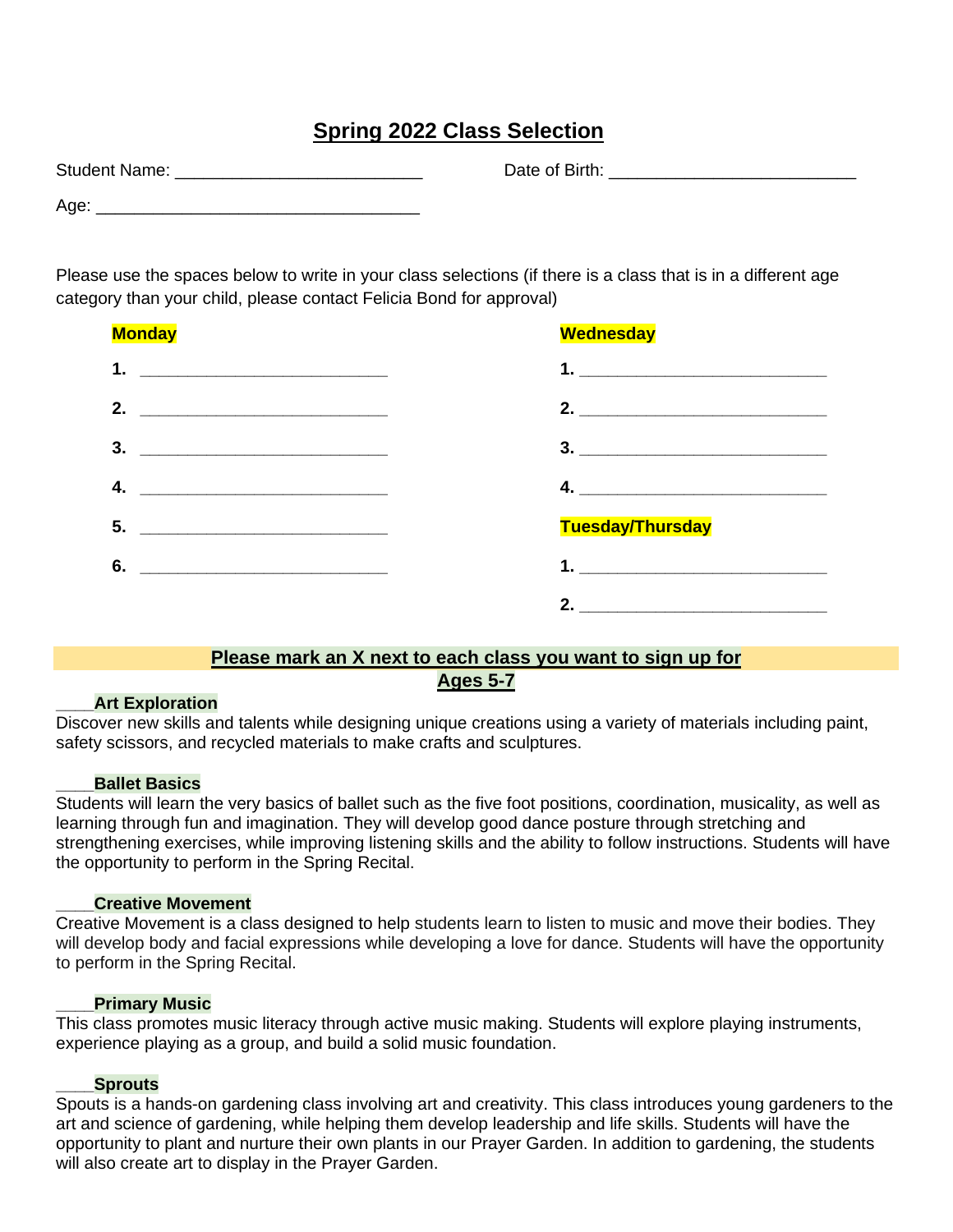# Spring 2022 Class Selection

Student Name: _________________________ Date of Birth: _________________________

Age: _________________________________

Please use the spaces below to write in your class selections (if there is a class that is in a different age category than your child, please contact Felicia Bond for approval)

**Monday**

1. _________________________
2. _________________________
3. _________________________
4. _________________________
5. _________________________
6. _________________________

**Wednesday**

1. _________________________
2. _________________________
3. _________________________
4. _________________________

**Tuesday/Thursday**

1. _________________________
2. _________________________

## Please mark an X next to each class you want to sign up for

## Ages 5-7

____**Art Exploration**
Discover new skills and talents while designing unique creations using a variety of materials including paint, safety scissors, and recycled materials to make crafts and sculptures.

____**Ballet Basics**
Students will learn the very basics of ballet such as the five foot positions, coordination, musicality, as well as learning through fun and imagination. They will develop good dance posture through stretching and strengthening exercises, while improving listening skills and the ability to follow instructions. Students will have the opportunity to perform in the Spring Recital.

____**Creative Movement**
Creative Movement is a class designed to help students learn to listen to music and move their bodies. They will develop body and facial expressions while developing a love for dance. Students will have the opportunity to perform in the Spring Recital.

____**Primary Music**
This class promotes music literacy through active music making. Students will explore playing instruments, experience playing as a group, and build a solid music foundation.

____**Sprouts**
Spouts is a hands-on gardening class involving art and creativity. This class introduces young gardeners to the art and science of gardening, while helping them develop leadership and life skills. Students will have the opportunity to plant and nurture their own plants in our Prayer Garden. In addition to gardening, the students will also create art to display in the Prayer Garden.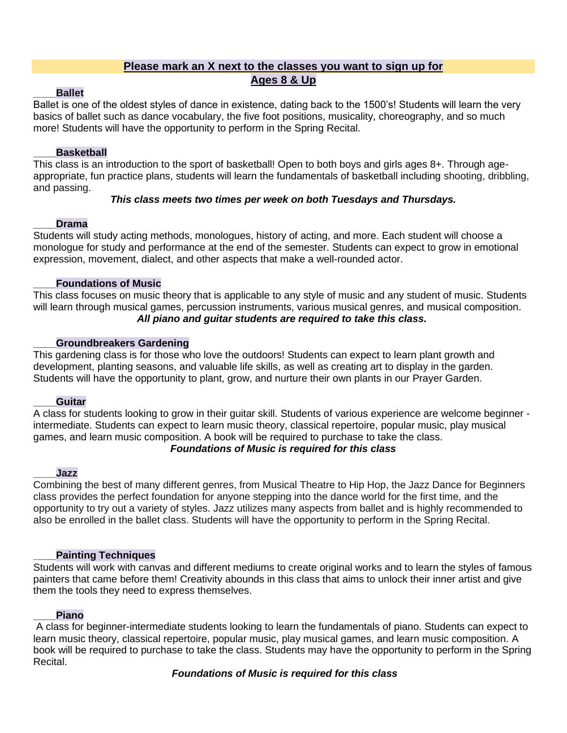## Please mark an X next to the classes you want to sign up for

## Ages 8 & Up

____**Ballet**

Ballet is one of the oldest styles of dance in existence, dating back to the 1500's! Students will learn the very basics of ballet such as dance vocabulary, the five foot positions, musicality, choreography, and so much more! Students will have the opportunity to perform in the Spring Recital.

____**Basketball**

This class is an introduction to the sport of basketball! Open to both boys and girls ages 8+. Through age-appropriate, fun practice plans, students will learn the fundamentals of basketball including shooting, dribbling, and passing.

***This class meets two times per week on both Tuesdays and Thursdays.***

____**Drama**

Students will study acting methods, monologues, history of acting, and more. Each student will choose a monologue for study and performance at the end of the semester. Students can expect to grow in emotional expression, movement, dialect, and other aspects that make a well-rounded actor.

____**Foundations of Music**

This class focuses on music theory that is applicable to any style of music and any student of music. Students will learn through musical games, percussion instruments, various musical genres, and musical composition.

***All piano and guitar students are required to take this class.***

____**Groundbreakers Gardening**

This gardening class is for those who love the outdoors! Students can expect to learn plant growth and development, planting seasons, and valuable life skills, as well as creating art to display in the garden. Students will have the opportunity to plant, grow, and nurture their own plants in our Prayer Garden.

____**Guitar**

A class for students looking to grow in their guitar skill. Students of various experience are welcome beginner - intermediate. Students can expect to learn music theory, classical repertoire, popular music, play musical games, and learn music composition. A book will be required to purchase to take the class.

***Foundations of Music is required for this class***

____**Jazz**

Combining the best of many different genres, from Musical Theatre to Hip Hop, the Jazz Dance for Beginners class provides the perfect foundation for anyone stepping into the dance world for the first time, and the opportunity to try out a variety of styles. Jazz utilizes many aspects from ballet and is highly recommended to also be enrolled in the ballet class. Students will have the opportunity to perform in the Spring Recital.

____**Painting Techniques**

Students will work with canvas and different mediums to create original works and to learn the styles of famous painters that came before them! Creativity abounds in this class that aims to unlock their inner artist and give them the tools they need to express themselves.

____**Piano**

A class for beginner-intermediate students looking to learn the fundamentals of piano. Students can expect to learn music theory, classical repertoire, popular music, play musical games, and learn music composition. A book will be required to purchase to take the class. Students may have the opportunity to perform in the Spring Recital.

***Foundations of Music is required for this class***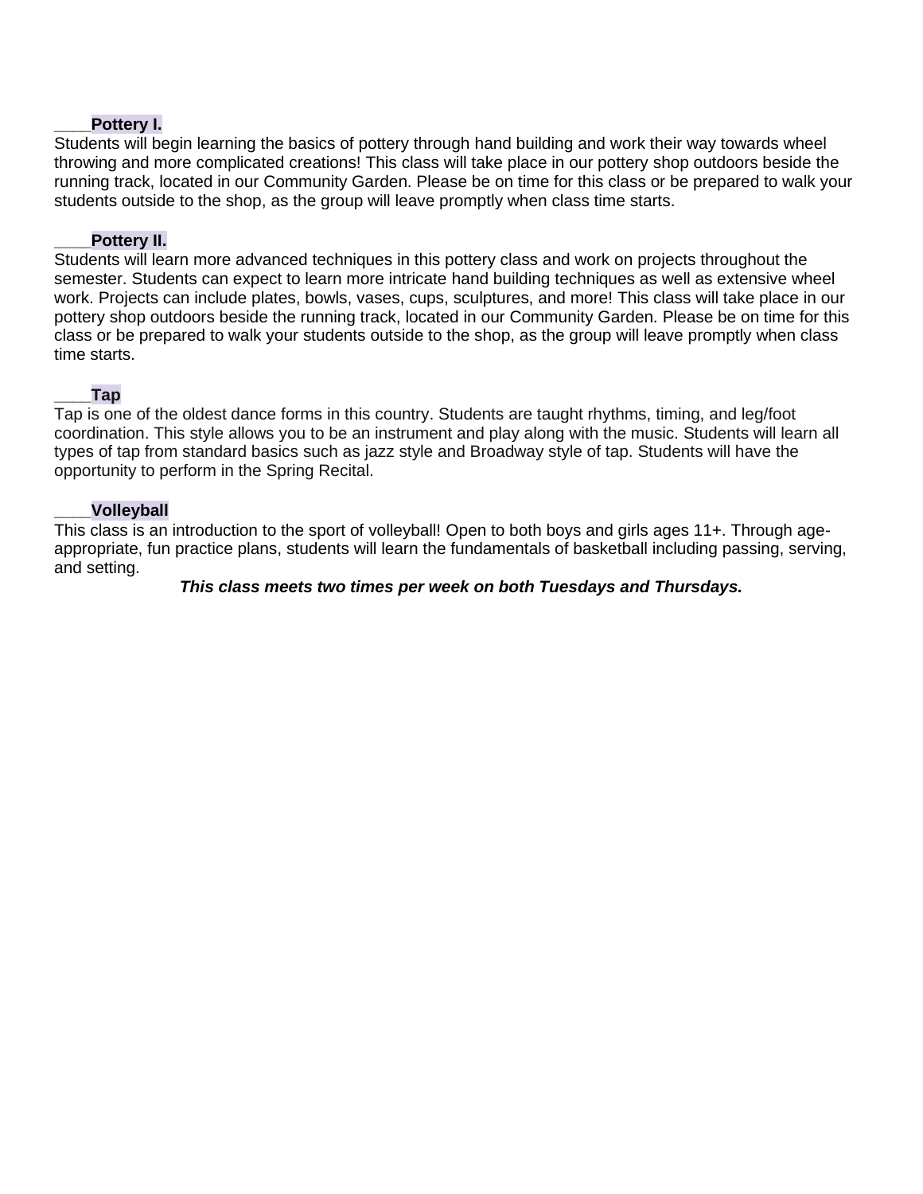____**Pottery I.**
Students will begin learning the basics of pottery through hand building and work their way towards wheel throwing and more complicated creations! This class will take place in our pottery shop outdoors beside the running track, located in our Community Garden. Please be on time for this class or be prepared to walk your students outside to the shop, as the group will leave promptly when class time starts.

____**Pottery II.**
Students will learn more advanced techniques in this pottery class and work on projects throughout the semester. Students can expect to learn more intricate hand building techniques as well as extensive wheel work. Projects can include plates, bowls, vases, cups, sculptures, and more! This class will take place in our pottery shop outdoors beside the running track, located in our Community Garden. Please be on time for this class or be prepared to walk your students outside to the shop, as the group will leave promptly when class time starts.

____**Tap**
Tap is one of the oldest dance forms in this country. Students are taught rhythms, timing, and leg/foot coordination. This style allows you to be an instrument and play along with the music. Students will learn all types of tap from standard basics such as jazz style and Broadway style of tap. Students will have the opportunity to perform in the Spring Recital.

____**Volleyball**
This class is an introduction to the sport of volleyball! Open to both boys and girls ages 11+. Through age-appropriate, fun practice plans, students will learn the fundamentals of basketball including passing, serving, and setting.

***This class meets two times per week on both Tuesdays and Thursdays.***